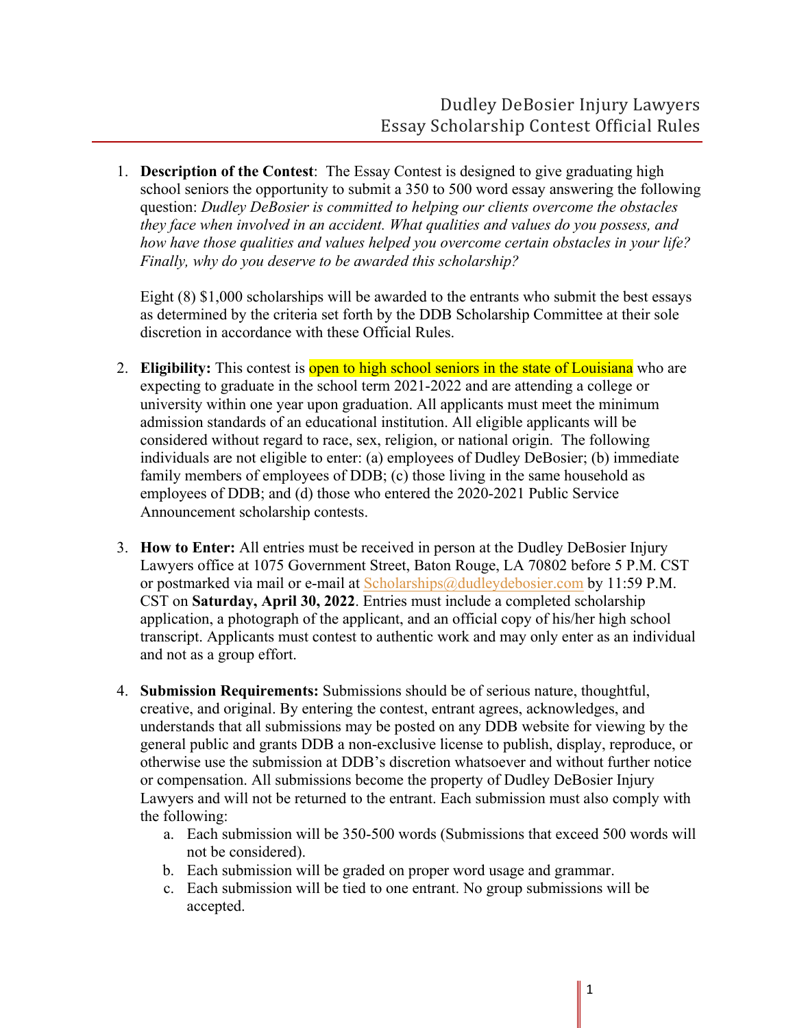# Dudley DeBosier Injury Lawyers
# Essay Scholarship Contest Official Rules

1. **Description of the Contest**: The Essay Contest is designed to give graduating high school seniors the opportunity to submit a 350 to 500 word essay answering the following question: *Dudley DeBosier is committed to helping our clients overcome the obstacles they face when involved in an accident. What qualities and values do you possess, and how have those qualities and values helped you overcome certain obstacles in your life? Finally, why do you deserve to be awarded this scholarship?*

   Eight (8) $1,000 scholarships will be awarded to the entrants who submit the best essays as determined by the criteria set forth by the DDB Scholarship Committee at their sole discretion in accordance with these Official Rules.

2. **Eligibility:** This contest is open to high school seniors in the state of Louisiana who are expecting to graduate in the school term 2021-2022 and are attending a college or university within one year upon graduation. All applicants must meet the minimum admission standards of an educational institution. All eligible applicants will be considered without regard to race, sex, religion, or national origin. The following individuals are not eligible to enter: (a) employees of Dudley DeBosier; (b) immediate family members of employees of DDB; (c) those living in the same household as employees of DDB; and (d) those who entered the 2020-2021 Public Service Announcement scholarship contests.

3. **How to Enter:** All entries must be received in person at the Dudley DeBosier Injury Lawyers office at 1075 Government Street, Baton Rouge, LA 70802 before 5 P.M. CST or postmarked via mail or e-mail at Scholarships@dudleydebosier.com by 11:59 P.M. CST on **Saturday, April 30, 2022**. Entries must include a completed scholarship application, a photograph of the applicant, and an official copy of his/her high school transcript. Applicants must contest to authentic work and may only enter as an individual and not as a group effort.

4. **Submission Requirements:** Submissions should be of serious nature, thoughtful, creative, and original. By entering the contest, entrant agrees, acknowledges, and understands that all submissions may be posted on any DDB website for viewing by the general public and grants DDB a non-exclusive license to publish, display, reproduce, or otherwise use the submission at DDB's discretion whatsoever and without further notice or compensation. All submissions become the property of Dudley DeBosier Injury Lawyers and will not be returned to the entrant. Each submission must also comply with the following:
   a. Each submission will be 350-500 words (Submissions that exceed 500 words will not be considered).
   b. Each submission will be graded on proper word usage and grammar.
   c. Each submission will be tied to one entrant. No group submissions will be accepted.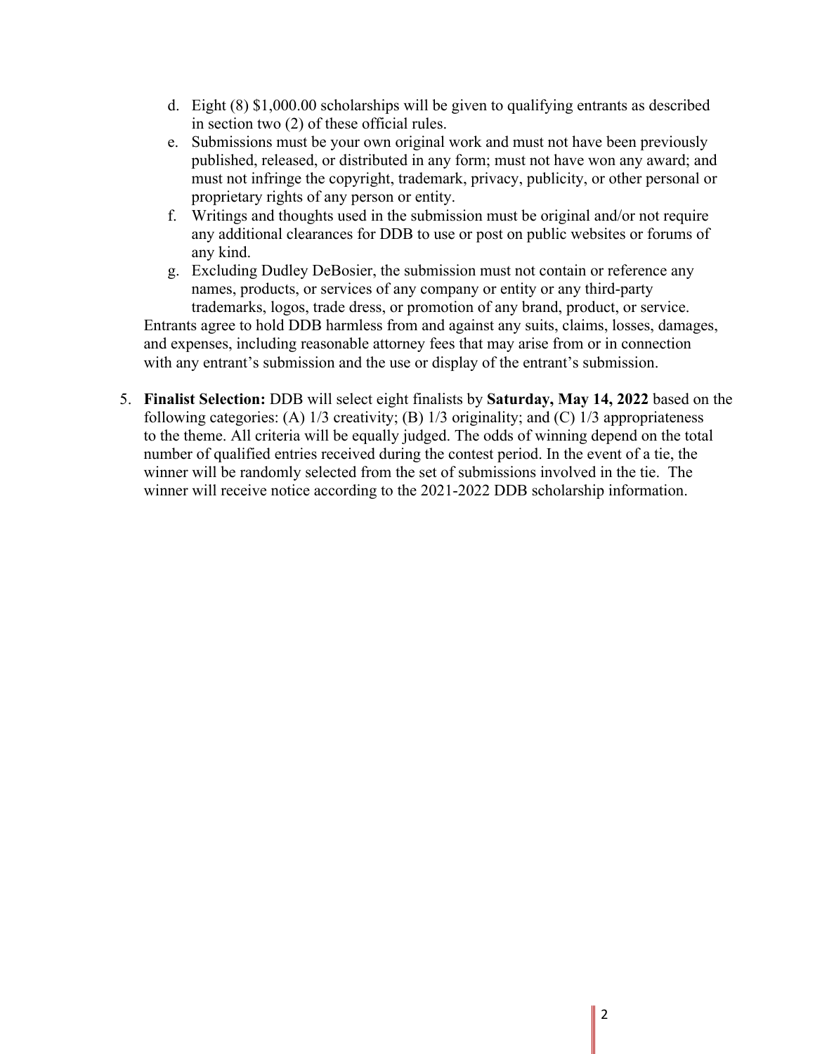d. Eight (8) $1,000.00 scholarships will be given to qualifying entrants as described in section two (2) of these official rules.
e. Submissions must be your own original work and must not have been previously published, released, or distributed in any form; must not have won any award; and must not infringe the copyright, trademark, privacy, publicity, or other personal or proprietary rights of any person or entity.
f. Writings and thoughts used in the submission must be original and/or not require any additional clearances for DDB to use or post on public websites or forums of any kind.
g. Excluding Dudley DeBosier, the submission must not contain or reference any names, products, or services of any company or entity or any third-party trademarks, logos, trade dress, or promotion of any brand, product, or service.

Entrants agree to hold DDB harmless from and against any suits, claims, losses, damages, and expenses, including reasonable attorney fees that may arise from or in connection with any entrant's submission and the use or display of the entrant's submission.

5. **Finalist Selection:** DDB will select eight finalists by **Saturday, May 14, 2022** based on the following categories: (A) 1/3 creativity; (B) 1/3 originality; and (C) 1/3 appropriateness to the theme. All criteria will be equally judged. The odds of winning depend on the total number of qualified entries received during the contest period. In the event of a tie, the winner will be randomly selected from the set of submissions involved in the tie. The winner will receive notice according to the 2021-2022 DDB scholarship information.